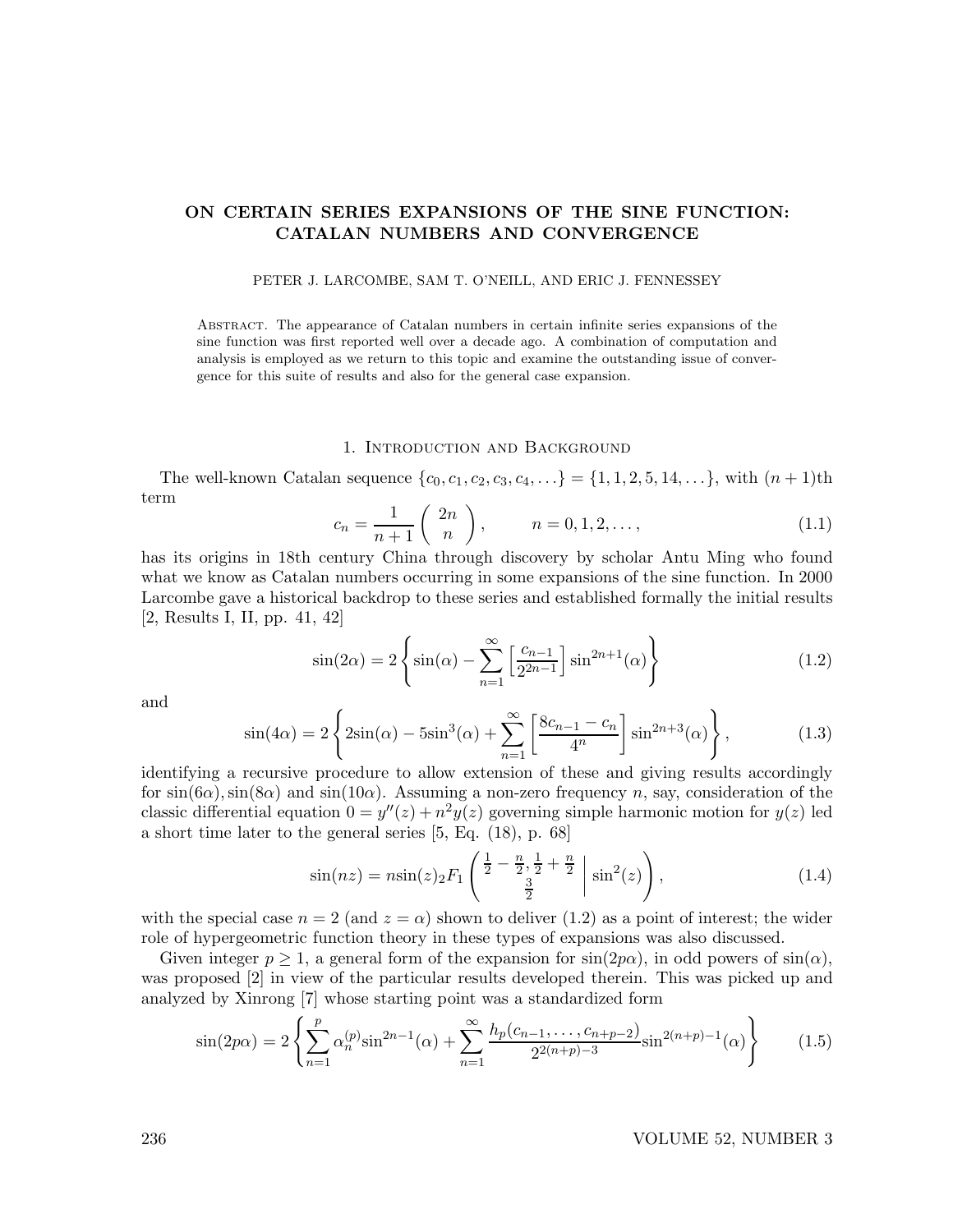# ON CERTAIN SERIES EXPANSIONS OF THE SINE FUNCTION: CATALAN NUMBERS AND CONVERGENCE

PETER J. LARCOMBE, SAM T. O'NEILL, AND ERIC J. FENNESSEY

Abstract. The appearance of Catalan numbers in certain infinite series expansions of the sine function was first reported well over a decade ago. A combination of computation and analysis is employed as we return to this topic and examine the outstanding issue of convergence for this suite of results and also for the general case expansion.

## 1. Introduction and Background

The well-known Catalan sequence $\{c_0, c_1, c_2, c_3, c_4, \ldots\} = \{1, 1, 2, 5, 14, \ldots\}$, with $(n+1)$th term

$$c_n = \frac{1}{n+1}\binom{2n}{n}, \qquad n = 0, 1, 2, \ldots, \tag{1.1}$$

has its origins in 18th century China through discovery by scholar Antu Ming who found what we know as Catalan numbers occurring in some expansions of the sine function. In 2000 Larcombe gave a historical backdrop to these series and established formally the initial results [2, Results I, II, pp. 41, 42]

$$\sin(2\alpha) = 2\left\{\sin(\alpha) - \sum_{n=1}^{\infty}\left[\frac{c_{n-1}}{2^{2n-1}}\right]\sin^{2n+1}(\alpha)\right\} \tag{1.2}$$

and

$$\sin(4\alpha) = 2\left\{2\sin(\alpha) - 5\sin^3(\alpha) + \sum_{n=1}^{\infty}\left[\frac{8c_{n-1} - c_n}{4^n}\right]\sin^{2n+3}(\alpha)\right\}, \tag{1.3}$$

identifying a recursive procedure to allow extension of these and giving results accordingly for $\sin(6\alpha), \sin(8\alpha)$ and $\sin(10\alpha)$. Assuming a non-zero frequency $n$, say, consideration of the classic differential equation $0 = y''(z) + n^2 y(z)$ governing simple harmonic motion for $y(z)$ led a short time later to the general series [5, Eq. (18), p. 68]

$$\sin(nz) = n\sin(z)\,{}_2F_1\left(\left.\begin{matrix}\frac{1}{2} - \frac{n}{2}, \frac{1}{2} + \frac{n}{2}\\ \frac{3}{2}\end{matrix}\;\right|\;\sin^2(z)\right), \tag{1.4}$$

with the special case $n = 2$ (and $z = \alpha$) shown to deliver (1.2) as a point of interest; the wider role of hypergeometric function theory in these types of expansions was also discussed.

Given integer $p \geq 1$, a general form of the expansion for $\sin(2p\alpha)$, in odd powers of $\sin(\alpha)$, was proposed [2] in view of the particular results developed therein. This was picked up and analyzed by Xinrong [7] whose starting point was a standardized form

$$\sin(2p\alpha) = 2\left\{\sum_{n=1}^{p}\alpha_n^{(p)}\sin^{2n-1}(\alpha) + \sum_{n=1}^{\infty}\frac{h_p(c_{n-1}, \ldots, c_{n+p-2})}{2^{2(n+p)-3}}\sin^{2(n+p)-1}(\alpha)\right\} \tag{1.5}$$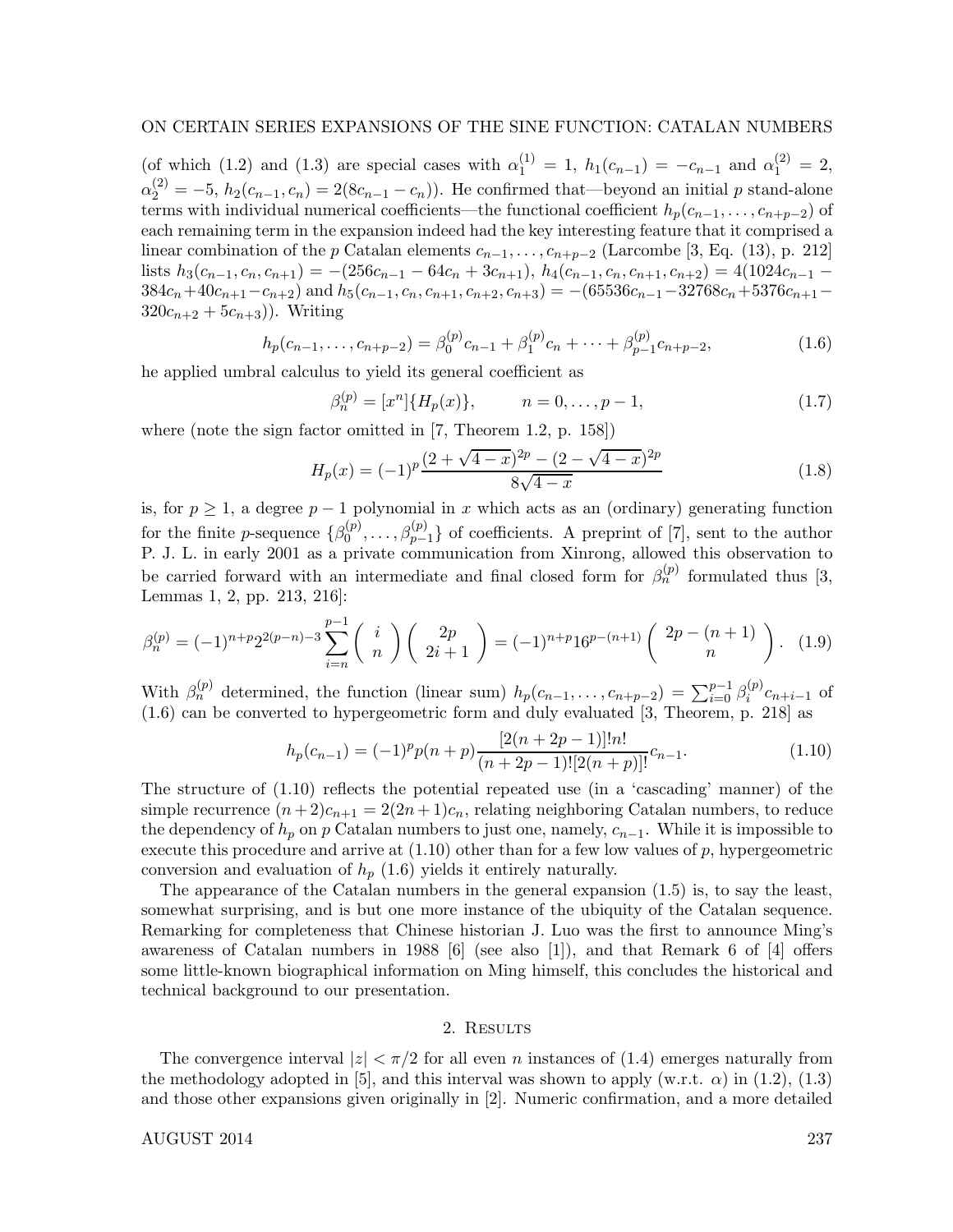(of which (1.2) and (1.3) are special cases with $\alpha_1^{(1)} = 1$, $h_1(c_{n-1}) = -c_{n-1}$ and $\alpha_1^{(2)} = 2$, $\alpha_2^{(2)} = -5$, $h_2(c_{n-1}, c_n) = 2(8c_{n-1} - c_n)$). He confirmed that—beyond an initial $p$ stand-alone terms with individual numerical coefficients—the functional coefficient $h_p(c_{n-1}, \ldots, c_{n+p-2})$ of each remaining term in the expansion indeed had the key interesting feature that it comprised a linear combination of the $p$ Catalan elements $c_{n-1}, \ldots, c_{n+p-2}$ (Larcombe [3, Eq. (13), p. 212] lists $h_3(c_{n-1}, c_n, c_{n+1}) = -(256c_{n-1} - 64c_n + 3c_{n+1})$, $h_4(c_{n-1}, c_n, c_{n+1}, c_{n+2}) = 4(1024c_{n-1} - 384c_n + 40c_{n+1} - c_{n+2})$ and $h_5(c_{n-1}, c_n, c_{n+1}, c_{n+2}, c_{n+3}) = -(65536c_{n-1} - 32768c_n + 5376c_{n+1} - 320c_{n+2} + 5c_{n+3})$). Writing

$$h_p(c_{n-1}, \ldots, c_{n+p-2}) = \beta_0^{(p)} c_{n-1} + \beta_1^{(p)} c_n + \cdots + \beta_{p-1}^{(p)} c_{n+p-2}, \tag{1.6}$$

he applied umbral calculus to yield its general coefficient as

$$\beta_n^{(p)} = [x^n]\{H_p(x)\}, \qquad n = 0, \ldots, p-1, \tag{1.7}$$

where (note the sign factor omitted in [7, Theorem 1.2, p. 158])

$$H_p(x) = (-1)^p \frac{(2 + \sqrt{4-x})^{2p} - (2 - \sqrt{4-x})^{2p}}{8\sqrt{4-x}} \tag{1.8}$$

is, for $p \geq 1$, a degree $p-1$ polynomial in $x$ which acts as an (ordinary) generating function for the finite $p$-sequence $\{\beta_0^{(p)}, \ldots, \beta_{p-1}^{(p)}\}$ of coefficients. A preprint of [7], sent to the author P. J. L. in early 2001 as a private communication from Xinrong, allowed this observation to be carried forward with an intermediate and final closed form for $\beta_n^{(p)}$ formulated thus [3, Lemmas 1, 2, pp. 213, 216]:

$$\beta_n^{(p)} = (-1)^{n+p} 2^{2(p-n)-3} \sum_{i=n}^{p-1} \binom{i}{n} \binom{2p}{2i+1} = (-1)^{n+p} 16^{p-(n+1)} \binom{2p-(n+1)}{n}. \tag{1.9}$$

With $\beta_n^{(p)}$ determined, the function (linear sum) $h_p(c_{n-1}, \ldots, c_{n+p-2}) = \sum_{i=0}^{p-1} \beta_i^{(p)} c_{n+i-1}$ of (1.6) can be converted to hypergeometric form and duly evaluated [3, Theorem, p. 218] as

$$h_p(c_{n-1}) = (-1)^p p(n+p) \frac{[2(n+2p-1)]!n!}{(n+2p-1)![2(n+p)]!} c_{n-1}. \tag{1.10}$$

The structure of (1.10) reflects the potential repeated use (in a 'cascading' manner) of the simple recurrence $(n+2)c_{n+1} = 2(2n+1)c_n$, relating neighboring Catalan numbers, to reduce the dependency of $h_p$ on $p$ Catalan numbers to just one, namely, $c_{n-1}$. While it is impossible to execute this procedure and arrive at (1.10) other than for a few low values of $p$, hypergeometric conversion and evaluation of $h_p$ (1.6) yields it entirely naturally.

The appearance of the Catalan numbers in the general expansion (1.5) is, to say the least, somewhat surprising, and is but one more instance of the ubiquity of the Catalan sequence. Remarking for completeness that Chinese historian J. Luo was the first to announce Ming's awareness of Catalan numbers in 1988 [6] (see also [1]), and that Remark 6 of [4] offers some little-known biographical information on Ming himself, this concludes the historical and technical background to our presentation.

## 2. Results

The convergence interval $|z| < \pi/2$ for all even $n$ instances of (1.4) emerges naturally from the methodology adopted in [5], and this interval was shown to apply (w.r.t. $\alpha$) in (1.2), (1.3) and those other expansions given originally in [2]. Numeric confirmation, and a more detailed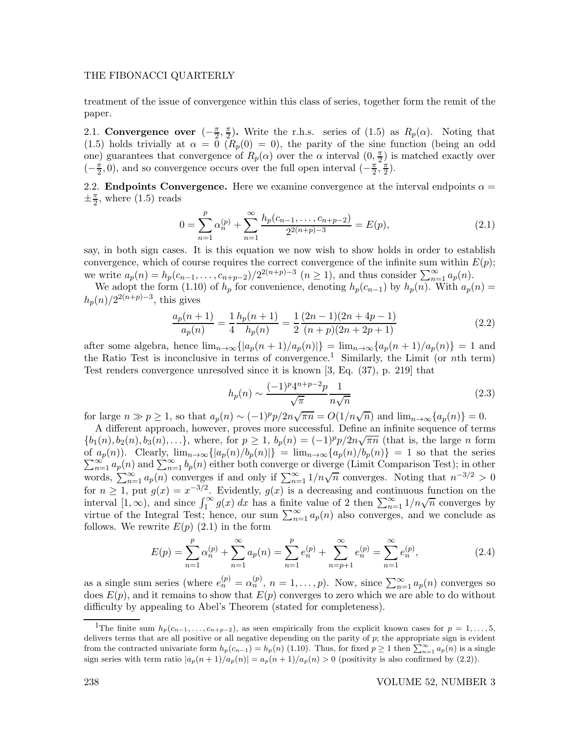treatment of the issue of convergence within this class of series, together form the remit of the paper.

2.1. **Convergence over** $(-\frac{\pi}{2}, \frac{\pi}{2})$**.** Write the r.h.s. series of (1.5) as $R_p(\alpha)$. Noting that (1.5) holds trivially at $\alpha = 0$ ($R_p(0) = 0$), the parity of the sine function (being an odd one) guarantees that convergence of $R_p(\alpha)$ over the $\alpha$ interval $(0, \frac{\pi}{2})$ is matched exactly over $(-\frac{\pi}{2}, 0)$, and so convergence occurs over the full open interval $(-\frac{\pi}{2}, \frac{\pi}{2})$.

2.2. **Endpoints Convergence.** Here we examine convergence at the interval endpoints $\alpha = \pm\frac{\pi}{2}$, where (1.5) reads

$$0 = \sum_{n=1}^{p} \alpha_n^{(p)} + \sum_{n=1}^{\infty} \frac{h_p(c_{n-1}, \ldots, c_{n+p-2})}{2^{2(n+p)-3}} = E(p), \tag{2.1}$$

say, in both sign cases. It is this equation we now wish to show holds in order to establish convergence, which of course requires the correct convergence of the infinite sum within $E(p)$; we write $a_p(n) = h_p(c_{n-1}, \ldots, c_{n+p-2})/2^{2(n+p)-3}$ ($n \geq 1$), and thus consider $\sum_{n=1}^{\infty} a_p(n)$.

We adopt the form (1.10) of $h_p$ for convenience, denoting $h_p(c_{n-1})$ by $h_p(n)$. With $a_p(n) = h_p(n)/2^{2(n+p)-3}$, this gives

$$\frac{a_p(n+1)}{a_p(n)} = \frac{1}{4}\frac{h_p(n+1)}{h_p(n)} = \frac{1}{2}\frac{(2n-1)(2n+4p-1)}{(n+p)(2n+2p+1)} \tag{2.2}$$

after some algebra, hence $\lim_{n\to\infty}\{|a_p(n+1)/a_p(n)|\} = \lim_{n\to\infty}\{a_p(n+1)/a_p(n)\} = 1$ and the Ratio Test is inconclusive in terms of convergence.[1] Similarly, the Limit (or $n$th term) Test renders convergence unresolved since it is known [3, Eq. (37), p. 219] that

$$h_p(n) \sim \frac{(-1)^p 4^{n+p-2} p}{\sqrt{\pi}} \frac{1}{n\sqrt{n}} \tag{2.3}$$

for large $n \gg p \geq 1$, so that $a_p(n) \sim (-1)^p p/2n\sqrt{\pi n} = O(1/n\sqrt{n})$ and $\lim_{n\to\infty}\{a_p(n)\} = 0$.

A different approach, however, proves more successful. Define an infinite sequence of terms $\{b_1(n), b_2(n), b_3(n), \ldots\}$, where, for $p \geq 1$, $b_p(n) = (-1)^p p/2n\sqrt{\pi n}$ (that is, the large $n$ form of $a_p(n)$). Clearly, $\lim_{n\to\infty}\{|a_p(n)/b_p(n)|\} = \lim_{n\to\infty}\{a_p(n)/b_p(n)\} = 1$ so that the series $\sum_{n=1}^{\infty} a_p(n)$ and $\sum_{n=1}^{\infty} b_p(n)$ either both converge or diverge (Limit Comparison Test); in other words, $\sum_{n=1}^{\infty} a_p(n)$ converges if and only if $\sum_{n=1}^{\infty} 1/n\sqrt{n}$ converges. Noting that $n^{-3/2} > 0$ for $n \geq 1$, put $g(x) = x^{-3/2}$. Evidently, $g(x)$ is a decreasing and continuous function on the interval $[1, \infty)$, and since $\int_1^{\infty} g(x)\, dx$ has a finite value of 2 then $\sum_{n=1}^{\infty} 1/n\sqrt{n}$ converges by virtue of the Integral Test; hence, our sum $\sum_{n=1}^{\infty} a_p(n)$ also converges, and we conclude as follows. We rewrite $E(p)$ (2.1) in the form

$$E(p) = \sum_{n=1}^{p} \alpha_n^{(p)} + \sum_{n=1}^{\infty} a_p(n) = \sum_{n=1}^{p} e_n^{(p)} + \sum_{n=p+1}^{\infty} e_n^{(p)} = \sum_{n=1}^{\infty} e_n^{(p)}, \tag{2.4}$$

as a single sum series (where $e_n^{(p)} = \alpha_n^{(p)}$, $n = 1, \ldots, p$). Now, since $\sum_{n=1}^{\infty} a_p(n)$ converges so does $E(p)$, and it remains to show that $E(p)$ converges to zero which we are able to do without difficulty by appealing to Abel's Theorem (stated for completeness).

---

[1] The finite sum $h_p(c_{n-1}, \ldots, c_{n+p-2})$, as seen empirically from the explicit known cases for $p = 1, \ldots, 5$, delivers terms that are all positive or all negative depending on the parity of $p$; the appropriate sign is evident from the contracted univariate form $h_p(c_{n-1}) = h_p(n)$ (1.10). Thus, for fixed $p \geq 1$ then $\sum_{n=1}^{\infty} a_p(n)$ is a single sign series with term ratio $|a_p(n+1)/a_p(n)| = a_p(n+1)/a_p(n) > 0$ (positivity is also confirmed by (2.2)).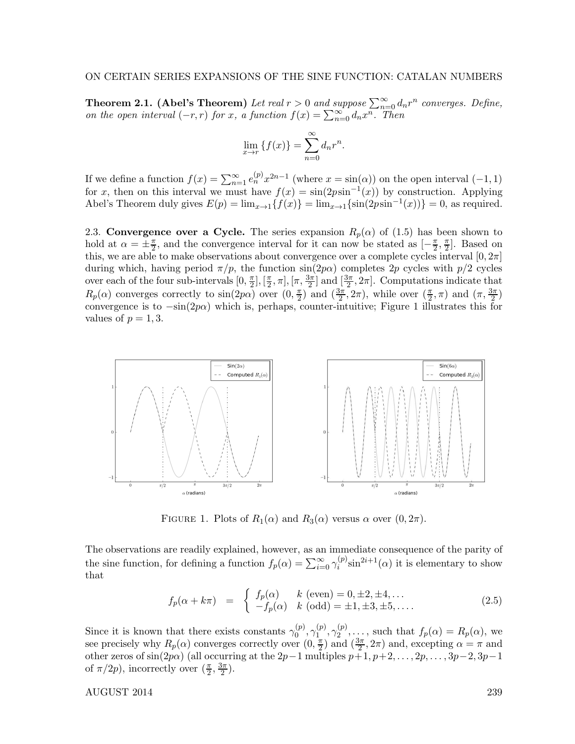**Theorem 2.1. (Abel's Theorem)** *Let real $r > 0$ and suppose $\sum_{n=0}^{\infty} d_n r^n$ converges. Define, on the open interval $(-r, r)$ for $x$, a function $f(x) = \sum_{n=0}^{\infty} d_n x^n$. Then*

$$\lim_{x \to r} \{f(x)\} = \sum_{n=0}^{\infty} d_n r^n.$$

If we define a function $f(x) = \sum_{n=1}^{\infty} e_n^{(p)} x^{2n-1}$ (where $x = \sin(\alpha)$) on the open interval $(-1, 1)$ for $x$, then on this interval we must have $f(x) = \sin(2p\sin^{-1}(x))$ by construction. Applying Abel's Theorem duly gives $E(p) = \lim_{x\to 1}\{f(x)\} = \lim_{x \to 1}\{\sin(2p\sin^{-1}(x))\} = 0$, as required.

## 2.3. Convergence over a Cycle.

The series expansion $R_p(\alpha)$ of (1.5) has been shown to hold at $\alpha = \pm\frac{\pi}{2}$, and the convergence interval for it can now be stated as $[-\frac{\pi}{2}, \frac{\pi}{2}]$. Based on this, we are able to make observations about convergence over a complete cycles interval $[0, 2\pi]$ during which, having period $\pi/p$, the function $\sin(2p\alpha)$ completes $2p$ cycles with $p/2$ cycles over each of the four sub-intervals $[0, \frac{\pi}{2}], [\frac{\pi}{2}, \pi], [\pi, \frac{3\pi}{2}]$ and $[\frac{3\pi}{2}, 2\pi]$. Computations indicate that $R_p(\alpha)$ converges correctly to $\sin(2p\alpha)$ over $(0, \frac{\pi}{2})$ and $(\frac{3\pi}{2}, 2\pi)$, while over $(\frac{\pi}{2}, \pi)$ and $(\pi, \frac{3\pi}{2})$ convergence is to $-\sin(2p\alpha)$ which is, perhaps, counter-intuitive; Figure 1 illustrates this for values of $p = 1, 3$.

FIGURE 1. Plots of $R_1(\alpha)$ and $R_3(\alpha)$ versus $\alpha$ over $(0, 2\pi)$.

The observations are readily explained, however, as an immediate consequence of the parity of the sine function, for defining a function $f_p(\alpha) = \sum_{i=0}^{\infty} \gamma_i^{(p)} \sin^{2i+1}(\alpha)$ it is elementary to show that

$$f_p(\alpha + k\pi) \;\; = \;\; \begin{cases} f_p(\alpha) & k \text{ (even)} = 0, \pm 2, \pm 4, \ldots \\ -f_p(\alpha) & k \text{ (odd)} = \pm 1, \pm 3, \pm 5, \ldots . \end{cases} \tag{2.5}$$

Since it is known that there exists constants $\gamma_0^{(p)}, \gamma_1^{(p)}, \gamma_2^{(p)}, \ldots$, such that $f_p(\alpha) = R_p(\alpha)$, we see precisely why $R_p(\alpha)$ converges correctly over $(0, \frac{\pi}{2})$ and $(\frac{3\pi}{2}, 2\pi)$ and, excepting $\alpha = \pi$ and other zeros of $\sin(2p\alpha)$ (all occurring at the $2p-1$ multiples $p+1, p+2, \ldots, 2p, \ldots, 3p-2, 3p-1$ of $\pi/2p$), incorrectly over $(\frac{\pi}{2}, \frac{3\pi}{2})$.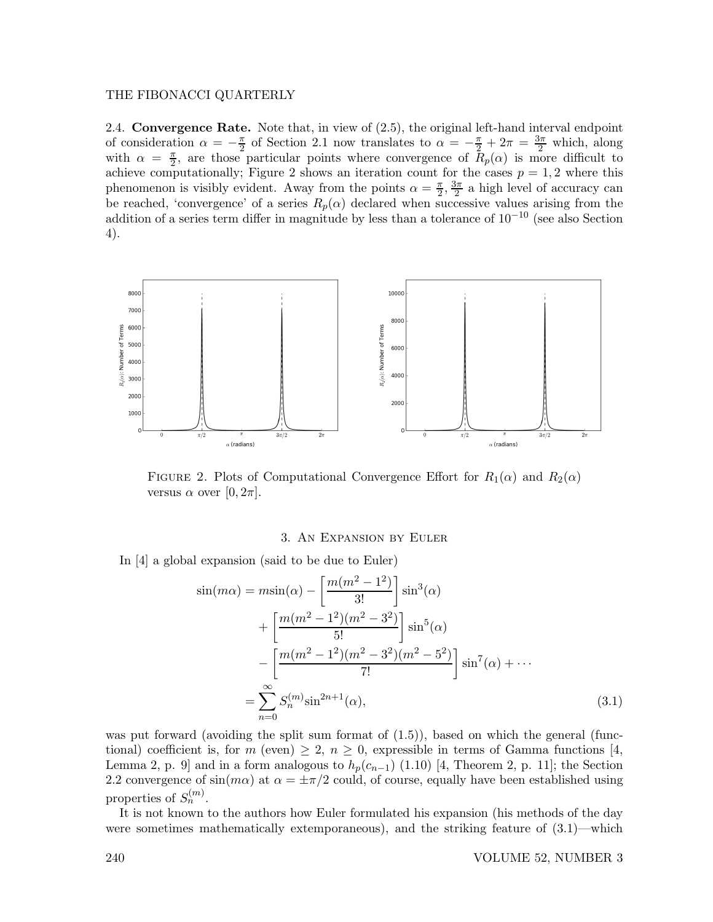2.4. **Convergence Rate.** Note that, in view of (2.5), the original left-hand interval endpoint of consideration $\alpha = -\frac{\pi}{2}$ of Section 2.1 now translates to $\alpha = -\frac{\pi}{2} + 2\pi = \frac{3\pi}{2}$ which, along with $\alpha = \frac{\pi}{2}$, are those particular points where convergence of $R_p(\alpha)$ is more difficult to achieve computationally; Figure 2 shows an iteration count for the cases $p = 1, 2$ where this phenomenon is visibly evident. Away from the points $\alpha = \frac{\pi}{2}, \frac{3\pi}{2}$ a high level of accuracy can be reached, 'convergence' of a series $R_p(\alpha)$ declared when successive values arising from the addition of a series term differ in magnitude by less than a tolerance of $10^{-10}$ (see also Section 4).

FIGURE 2. Plots of Computational Convergence Effort for $R_1(\alpha)$ and $R_2(\alpha)$ versus $\alpha$ over $[0, 2\pi]$.

## 3. An Expansion by Euler

In [4] a global expansion (said to be due to Euler)

$$
\begin{aligned}
\sin(m\alpha) &= m\sin(\alpha) - \left[\frac{m(m^2-1^2)}{3!}\right]\sin^3(\alpha) \\
&\quad + \left[\frac{m(m^2-1^2)(m^2-3^2)}{5!}\right]\sin^5(\alpha) \\
&\quad - \left[\frac{m(m^2-1^2)(m^2-3^2)(m^2-5^2)}{7!}\right]\sin^7(\alpha) + \cdots \\
&= \sum_{n=0}^{\infty} S_n^{(m)} \sin^{2n+1}(\alpha),
\end{aligned}
\tag{3.1}
$$

was put forward (avoiding the split sum format of (1.5)), based on which the general (functional) coefficient is, for $m$ (even) $\geq 2$, $n \geq 0$, expressible in terms of Gamma functions [4, Lemma 2, p. 9] and in a form analogous to $h_p(c_{n-1})$ (1.10) [4, Theorem 2, p. 11]; the Section 2.2 convergence of $\sin(m\alpha)$ at $\alpha = \pm\pi/2$ could, of course, equally have been established using properties of $S_n^{(m)}$.

It is not known to the authors how Euler formulated his expansion (his methods of the day were sometimes mathematically extemporaneous), and the striking feature of (3.1)—which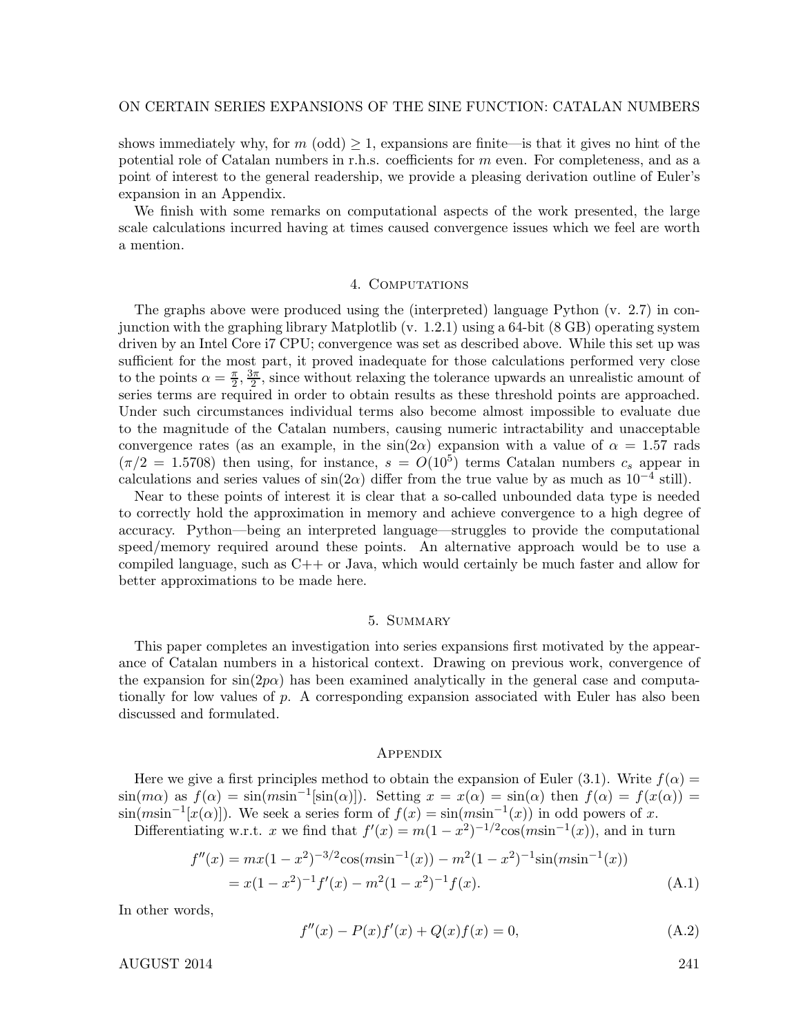shows immediately why, for $m$ (odd) $\geq 1$, expansions are finite—is that it gives no hint of the potential role of Catalan numbers in r.h.s. coefficients for $m$ even. For completeness, and as a point of interest to the general readership, we provide a pleasing derivation outline of Euler's expansion in an Appendix.

We finish with some remarks on computational aspects of the work presented, the large scale calculations incurred having at times caused convergence issues which we feel are worth a mention.

## 4. Computations

The graphs above were produced using the (interpreted) language Python (v. 2.7) in conjunction with the graphing library Matplotlib (v. 1.2.1) using a 64-bit (8 GB) operating system driven by an Intel Core i7 CPU; convergence was set as described above. While this set up was sufficient for the most part, it proved inadequate for those calculations performed very close to the points $\alpha = \frac{\pi}{2}, \frac{3\pi}{2}$, since without relaxing the tolerance upwards an unrealistic amount of series terms are required in order to obtain results as these threshold points are approached. Under such circumstances individual terms also become almost impossible to evaluate due to the magnitude of the Catalan numbers, causing numeric intractability and unacceptable convergence rates (as an example, in the $\sin(2\alpha)$ expansion with a value of $\alpha = 1.57$ rads ($\pi/2 = 1.5708$) then using, for instance, $s = O(10^5)$ terms Catalan numbers $c_s$ appear in calculations and series values of $\sin(2\alpha)$ differ from the true value by as much as $10^{-4}$ still).

Near to these points of interest it is clear that a so-called unbounded data type is needed to correctly hold the approximation in memory and achieve convergence to a high degree of accuracy. Python—being an interpreted language—struggles to provide the computational speed/memory required around these points. An alternative approach would be to use a compiled language, such as C++ or Java, which would certainly be much faster and allow for better approximations to be made here.

## 5. Summary

This paper completes an investigation into series expansions first motivated by the appearance of Catalan numbers in a historical context. Drawing on previous work, convergence of the expansion for $\sin(2p\alpha)$ has been examined analytically in the general case and computationally for low values of $p$. A corresponding expansion associated with Euler has also been discussed and formulated.

## Appendix

Here we give a first principles method to obtain the expansion of Euler (3.1). Write $f(\alpha) = \sin(m\alpha)$ as $f(\alpha) = \sin(m\sin^{-1}[\sin(\alpha)])$. Setting $x = x(\alpha) = \sin(\alpha)$ then $f(\alpha) = f(x(\alpha)) = \sin(m\sin^{-1}[x(\alpha)])$. We seek a series form of $f(x) = \sin(m\sin^{-1}(x))$ in odd powers of $x$.

Differentiating w.r.t. $x$ we find that $f'(x) = m(1-x^2)^{-1/2}\cos(m\sin^{-1}(x))$, and in turn

$$
\begin{aligned}
f''(x) &= mx(1-x^2)^{-3/2}\cos(m\sin^{-1}(x)) - m^2(1-x^2)^{-1}\sin(m\sin^{-1}(x)) \\
&= x(1-x^2)^{-1}f'(x) - m^2(1-x^2)^{-1}f(x). \qquad \text{(A.1)}
\end{aligned}
$$

In other words,

$$
f''(x) - P(x)f'(x) + Q(x)f(x) = 0, \qquad \text{(A.2)}
$$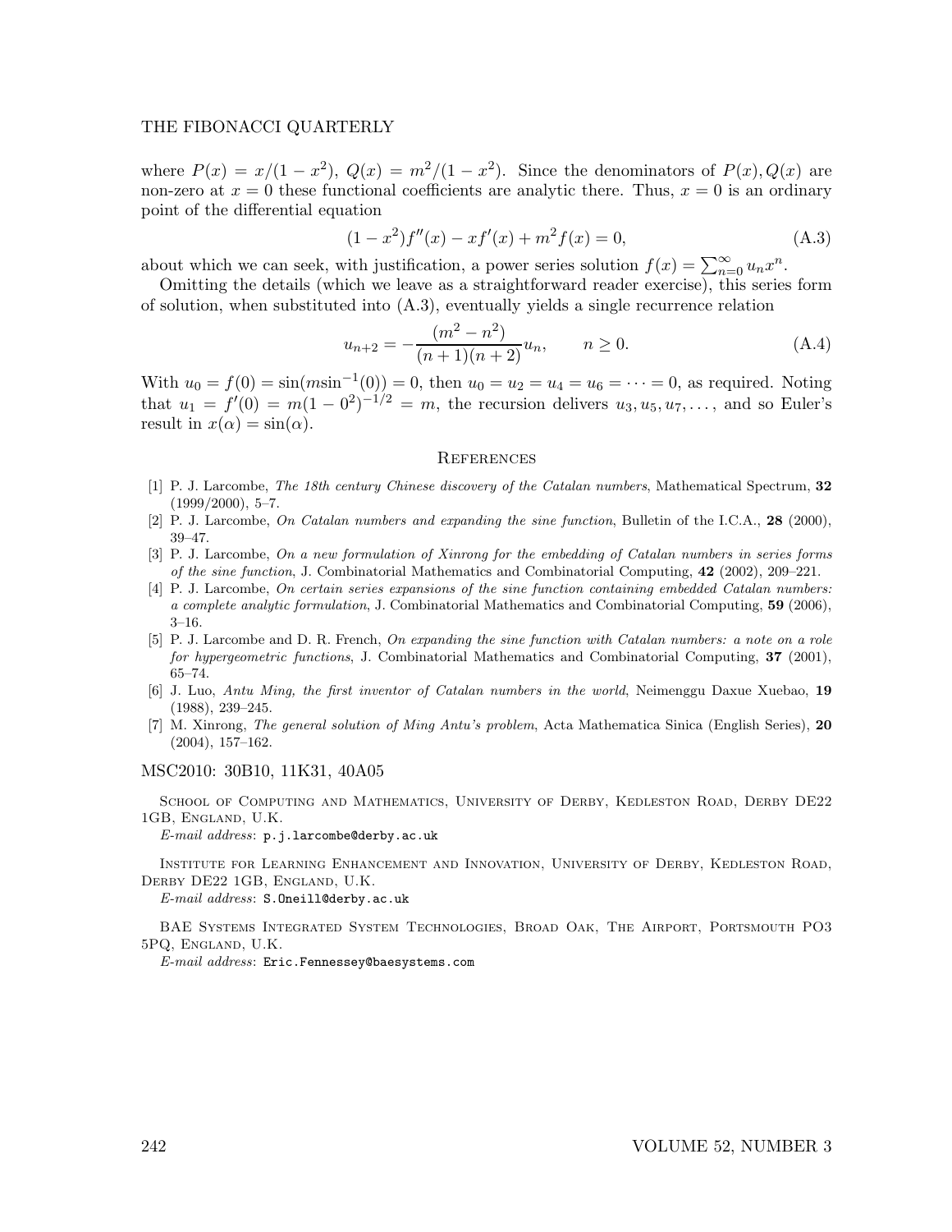where $P(x) = x/(1-x^2)$, $Q(x) = m^2/(1-x^2)$. Since the denominators of $P(x), Q(x)$ are non-zero at $x = 0$ these functional coefficients are analytic there. Thus, $x = 0$ is an ordinary point of the differential equation

$$(1-x^2)f''(x) - xf'(x) + m^2 f(x) = 0, \tag{A.3}$$

about which we can seek, with justification, a power series solution $f(x) = \sum_{n=0}^{\infty} u_n x^n$.

Omitting the details (which we leave as a straightforward reader exercise), this series form of solution, when substituted into (A.3), eventually yields a single recurrence relation

$$u_{n+2} = -\frac{(m^2 - n^2)}{(n+1)(n+2)} u_n, \qquad n \geq 0. \tag{A.4}$$

With $u_0 = f(0) = \sin(m\sin^{-1}(0)) = 0$, then $u_0 = u_2 = u_4 = u_6 = \cdots = 0$, as required. Noting that $u_1 = f'(0) = m(1-0^2)^{-1/2} = m$, the recursion delivers $u_3, u_5, u_7, \ldots$, and so Euler's result in $x(\alpha) = \sin(\alpha)$.

## References

[1] P. J. Larcombe, *The 18th century Chinese discovery of the Catalan numbers*, Mathematical Spectrum, **32** (1999/2000), 5–7.

[2] P. J. Larcombe, *On Catalan numbers and expanding the sine function*, Bulletin of the I.C.A., **28** (2000), 39–47.

[3] P. J. Larcombe, *On a new formulation of Xinrong for the embedding of Catalan numbers in series forms of the sine function*, J. Combinatorial Mathematics and Combinatorial Computing, **42** (2002), 209–221.

[4] P. J. Larcombe, *On certain series expansions of the sine function containing embedded Catalan numbers: a complete analytic formulation*, J. Combinatorial Mathematics and Combinatorial Computing, **59** (2006), 3–16.

[5] P. J. Larcombe and D. R. French, *On expanding the sine function with Catalan numbers: a note on a role for hypergeometric functions*, J. Combinatorial Mathematics and Combinatorial Computing, **37** (2001), 65–74.

[6] J. Luo, *Antu Ming, the first inventor of Catalan numbers in the world*, Neimenggu Daxue Xuebao, **19** (1988), 239–245.

[7] M. Xinrong, *The general solution of Ming Antu's problem*, Acta Mathematica Sinica (English Series), **20** (2004), 157–162.

MSC2010: 30B10, 11K31, 40A05

School of Computing and Mathematics, University of Derby, Kedleston Road, Derby DE22 1GB, England, U.K.

*E-mail address*: p.j.larcombe@derby.ac.uk

Institute for Learning Enhancement and Innovation, University of Derby, Kedleston Road, Derby DE22 1GB, England, U.K.

*E-mail address*: S.Oneill@derby.ac.uk

BAE Systems Integrated System Technologies, Broad Oak, The Airport, Portsmouth PO3 5PQ, England, U.K.

*E-mail address*: Eric.Fennessey@baesystems.com